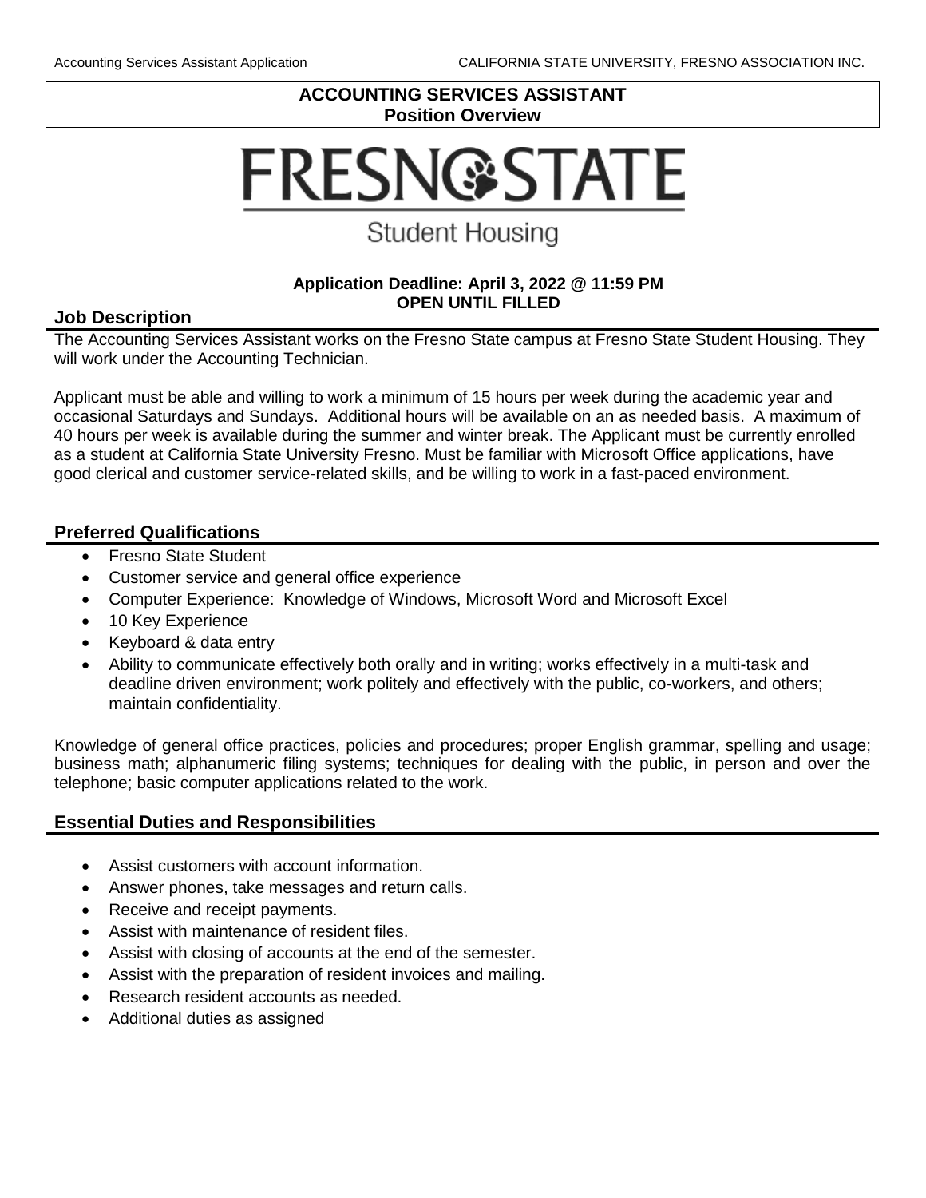# ACCOUNTING SERVICES ASSISTANT
## Position Overview

FRESNO STATE

Student Housing

**Application Deadline: April 3, 2022 @ 11:59 PM**
**OPEN UNTIL FILLED**

## Job Description

The Accounting Services Assistant works on the Fresno State campus at Fresno State Student Housing. They will work under the Accounting Technician.

Applicant must be able and willing to work a minimum of 15 hours per week during the academic year and occasional Saturdays and Sundays. Additional hours will be available on an as needed basis. A maximum of 40 hours per week is available during the summer and winter break. The Applicant must be currently enrolled as a student at California State University Fresno. Must be familiar with Microsoft Office applications, have good clerical and customer service-related skills, and be willing to work in a fast-paced environment.

## Preferred Qualifications

- Fresno State Student
- Customer service and general office experience
- Computer Experience: Knowledge of Windows, Microsoft Word and Microsoft Excel
- 10 Key Experience
- Keyboard & data entry
- Ability to communicate effectively both orally and in writing; works effectively in a multi-task and deadline driven environment; work politely and effectively with the public, co-workers, and others; maintain confidentiality.

Knowledge of general office practices, policies and procedures; proper English grammar, spelling and usage; business math; alphanumeric filing systems; techniques for dealing with the public, in person and over the telephone; basic computer applications related to the work.

## Essential Duties and Responsibilities

- Assist customers with account information.
- Answer phones, take messages and return calls.
- Receive and receipt payments.
- Assist with maintenance of resident files.
- Assist with closing of accounts at the end of the semester.
- Assist with the preparation of resident invoices and mailing.
- Research resident accounts as needed.
- Additional duties as assigned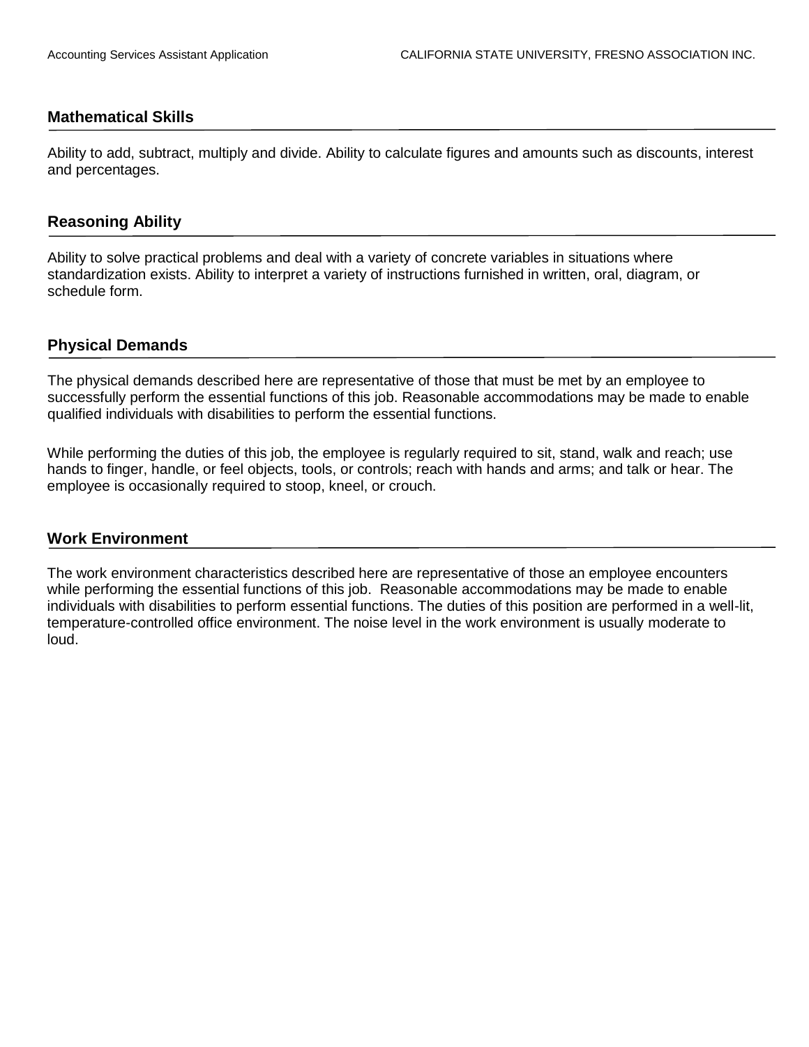## Mathematical Skills

Ability to add, subtract, multiply and divide. Ability to calculate figures and amounts such as discounts, interest and percentages.

## Reasoning Ability

Ability to solve practical problems and deal with a variety of concrete variables in situations where standardization exists. Ability to interpret a variety of instructions furnished in written, oral, diagram, or schedule form.

## Physical Demands

The physical demands described here are representative of those that must be met by an employee to successfully perform the essential functions of this job. Reasonable accommodations may be made to enable qualified individuals with disabilities to perform the essential functions.

While performing the duties of this job, the employee is regularly required to sit, stand, walk and reach; use hands to finger, handle, or feel objects, tools, or controls; reach with hands and arms; and talk or hear. The employee is occasionally required to stoop, kneel, or crouch.

## Work Environment

The work environment characteristics described here are representative of those an employee encounters while performing the essential functions of this job. Reasonable accommodations may be made to enable individuals with disabilities to perform essential functions. The duties of this position are performed in a well-lit, temperature-controlled office environment. The noise level in the work environment is usually moderate to loud.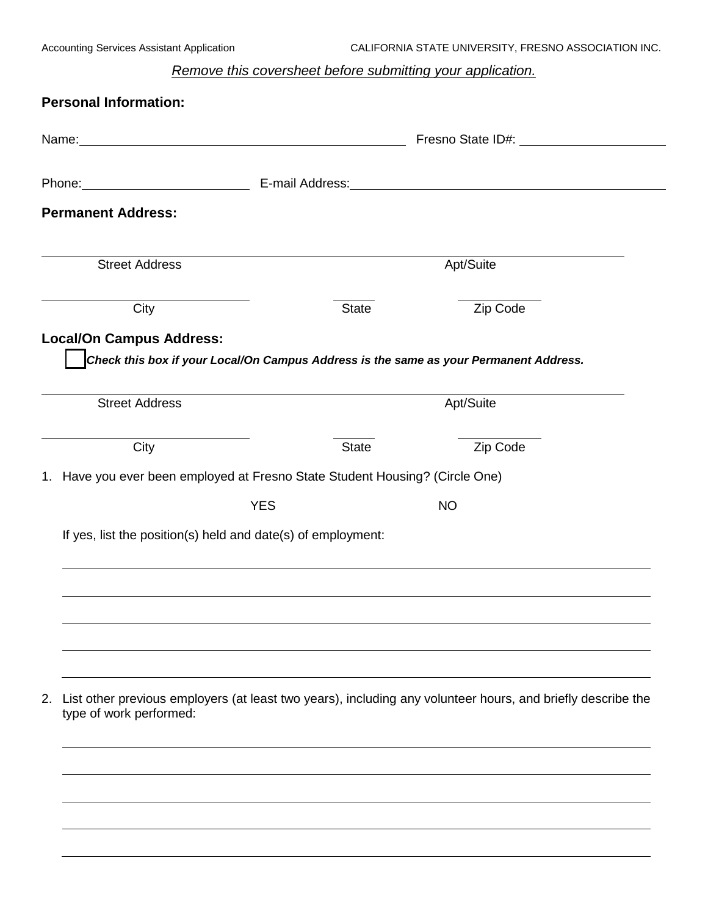*Remove this coversheet before submitting your application.*

**Personal Information:**

Name: ______________________________ Fresno State ID#: ______________

Phone: ______________ E-mail Address: ______________________________

**Permanent Address:**

______________________________________________________

Street Address Apt/Suite

______________________ ______ ____________

City State Zip Code

**Local/On Campus Address:**

☐ ***Check this box if your Local/On Campus Address is the same as your Permanent Address.***

______________________________________________________

Street Address Apt/Suite

______________________ ______ ____________

City State Zip Code

1. Have you ever been employed at Fresno State Student Housing? (Circle One)

   YES NO

   If yes, list the position(s) held and date(s) of employment:

   ______________________________________________________

   ______________________________________________________

   ______________________________________________________

   ______________________________________________________

   ______________________________________________________

2. List other previous employers (at least two years), including any volunteer hours, and briefly describe the type of work performed:

   ______________________________________________________

   ______________________________________________________

   ______________________________________________________

   ______________________________________________________

   ______________________________________________________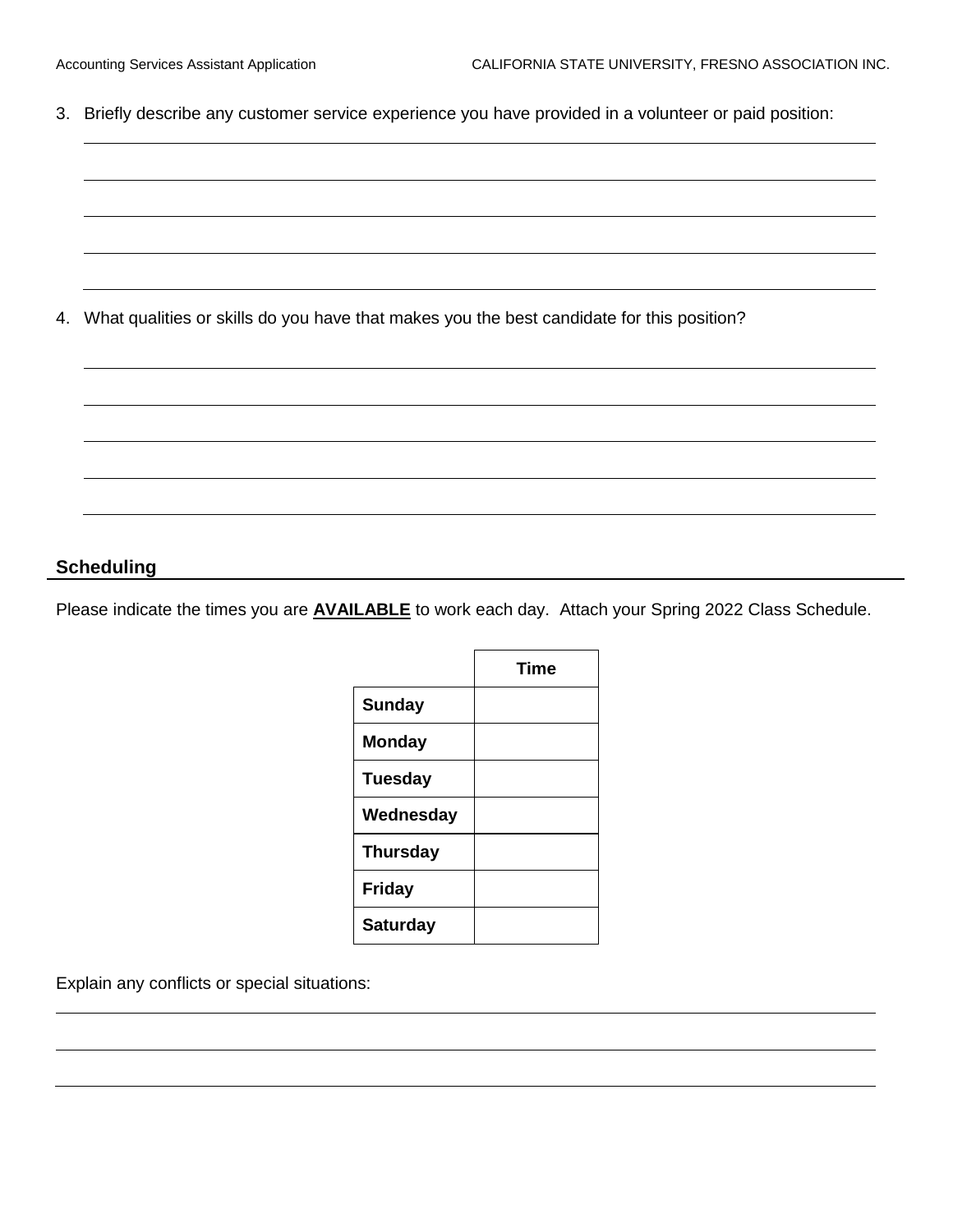3. Briefly describe any customer service experience you have provided in a volunteer or paid position:

4. What qualities or skills do you have that makes you the best candidate for this position?

## Scheduling

Please indicate the times you are **AVAILABLE** to work each day. Attach your Spring 2022 Class Schedule.

| | Time |
|---|---|
| **Sunday** | |
| **Monday** | |
| **Tuesday** | |
| **Wednesday** | |
| **Thursday** | |
| **Friday** | |
| **Saturday** | |

Explain any conflicts or special situations: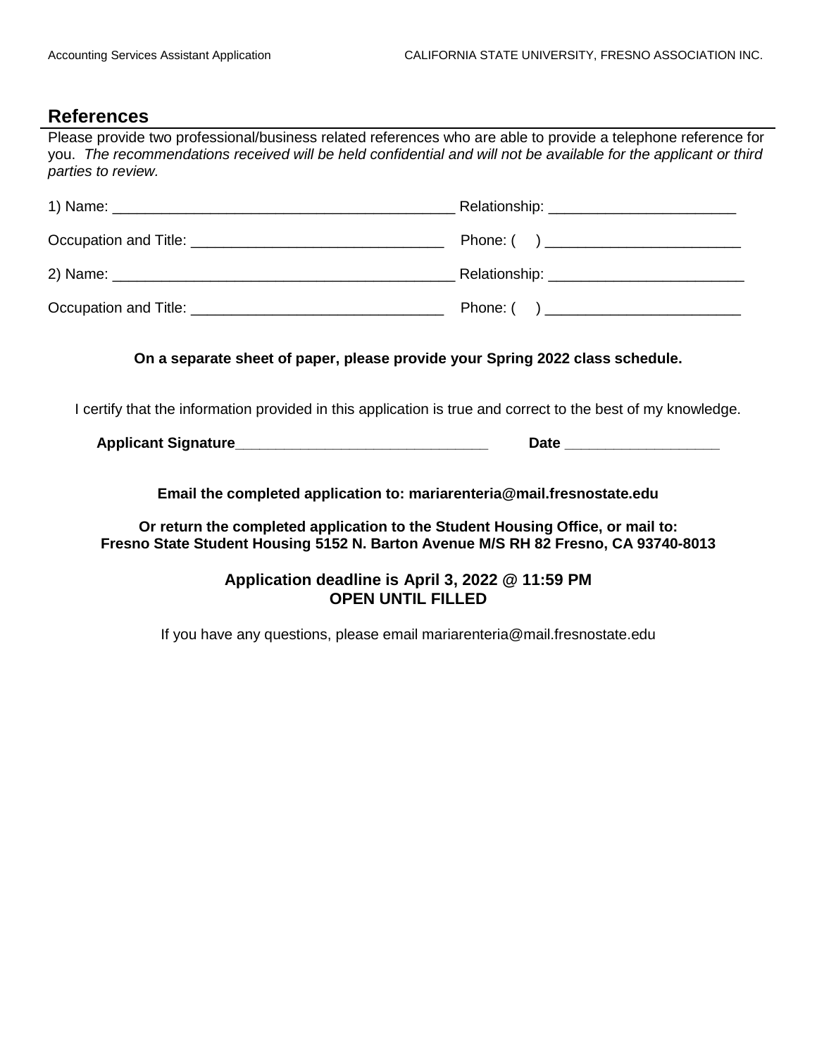## References

Please provide two professional/business related references who are able to provide a telephone reference for you. *The recommendations received will be held confidential and will not be available for the applicant or third parties to review.*

1) Name: __________________________________________ Relationship: _______________________

Occupation and Title: _______________________________ Phone: (     ) ________________________

2) Name: __________________________________________ Relationship: ________________________

Occupation and Title: _______________________________ Phone: (     ) ________________________

**On a separate sheet of paper, please provide your Spring 2022 class schedule.**

I certify that the information provided in this application is true and correct to the best of my knowledge.

**Applicant Signature_______________________________ Date __________________**

**Email the completed application to: mariarenteria@mail.fresnostate.edu**

**Or return the completed application to the Student Housing Office, or mail to:**
**Fresno State Student Housing 5152 N. Barton Avenue M/S RH 82 Fresno, CA 93740-8013**

**Application deadline is April 3, 2022 @ 11:59 PM**
**OPEN UNTIL FILLED**

If you have any questions, please email mariarenteria@mail.fresnostate.edu